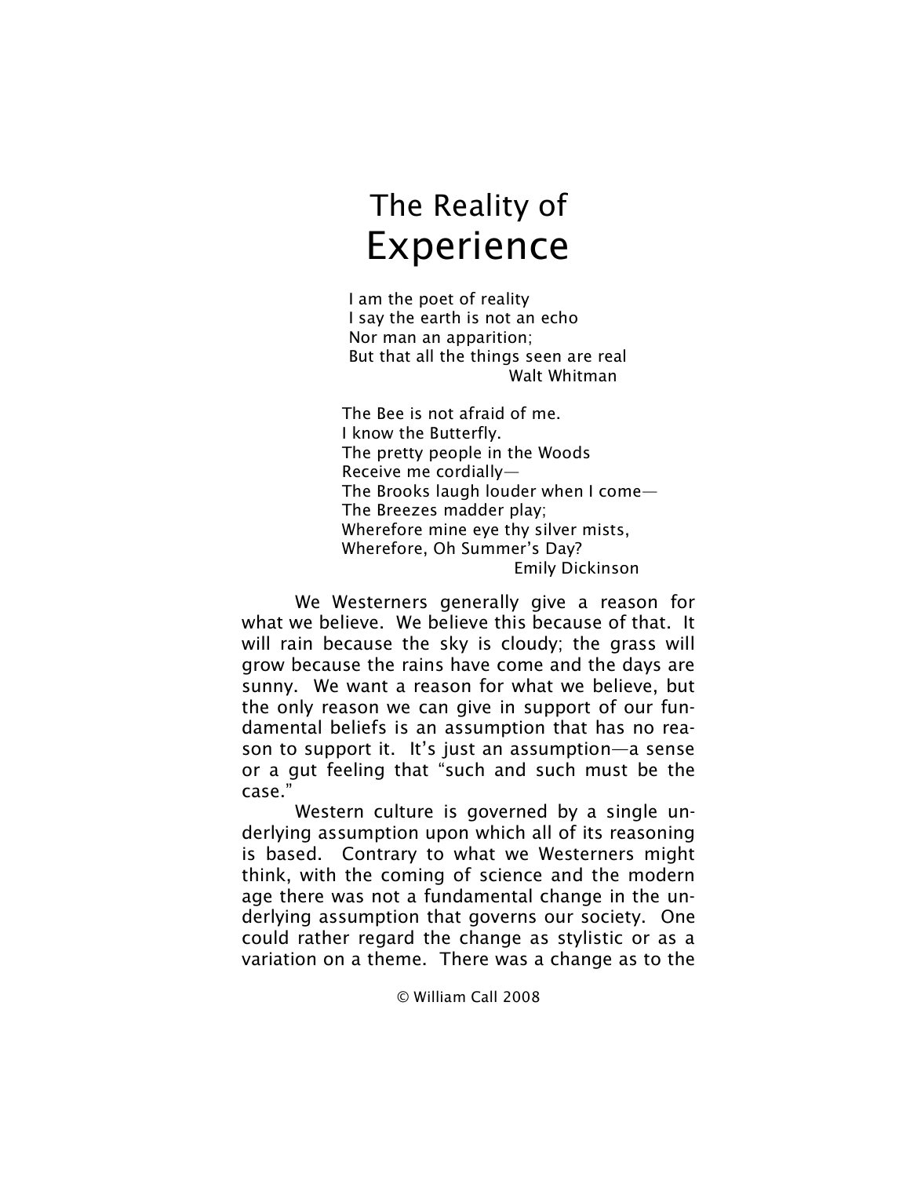# The Reality of Experience

> I am the poet of reality
> I say the earth is not an echo
> Nor man an apparition;
> But that all the things seen are real
>
> Walt Whitman

> The Bee is not afraid of me.
> I know the Butterfly.
> The pretty people in the Woods
> Receive me cordially—
> The Brooks laugh louder when I come—
> The Breezes madder play;
> Wherefore mine eye thy silver mists,
> Wherefore, Oh Summer's Day?
>
> Emily Dickinson

We Westerners generally give a reason for what we believe. We believe this because of that. It will rain because the sky is cloudy; the grass will grow because the rains have come and the days are sunny. We want a reason for what we believe, but the only reason we can give in support of our fundamental beliefs is an assumption that has no reason to support it. It's just an assumption—a sense or a gut feeling that "such and such must be the case."

Western culture is governed by a single underlying assumption upon which all of its reasoning is based. Contrary to what we Westerners might think, with the coming of science and the modern age there was not a fundamental change in the underlying assumption that governs our society. One could rather regard the change as stylistic or as a variation on a theme. There was a change as to the

© William Call 2008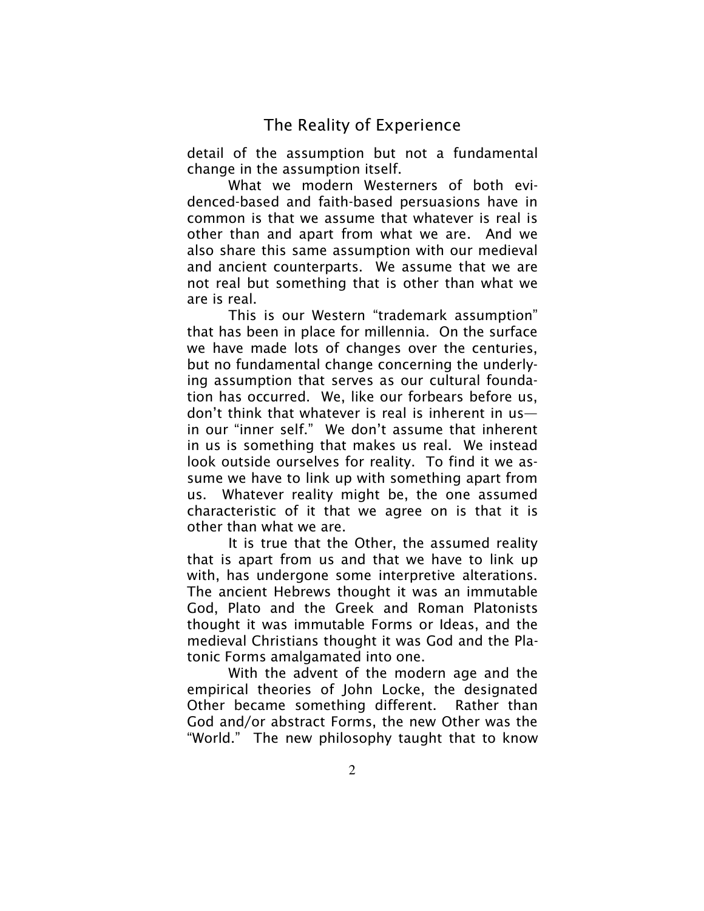detail of the assumption but not a fundamental change in the assumption itself.

What we modern Westerners of both evidenced-based and faith-based persuasions have in common is that we assume that whatever is real is other than and apart from what we are. And we also share this same assumption with our medieval and ancient counterparts. We assume that we are not real but something that is other than what we are is real.

This is our Western "trademark assumption" that has been in place for millennia. On the surface we have made lots of changes over the centuries, but no fundamental change concerning the underlying assumption that serves as our cultural foundation has occurred. We, like our forbears before us, don't think that whatever is real is inherent in us—in our "inner self." We don't assume that inherent in us is something that makes us real. We instead look outside ourselves for reality. To find it we assume we have to link up with something apart from us. Whatever reality might be, the one assumed characteristic of it that we agree on is that it is other than what we are.

It is true that the Other, the assumed reality that is apart from us and that we have to link up with, has undergone some interpretive alterations. The ancient Hebrews thought it was an immutable God, Plato and the Greek and Roman Platonists thought it was immutable Forms or Ideas, and the medieval Christians thought it was God and the Platonic Forms amalgamated into one.

With the advent of the modern age and the empirical theories of John Locke, the designated Other became something different. Rather than God and/or abstract Forms, the new Other was the "World." The new philosophy taught that to know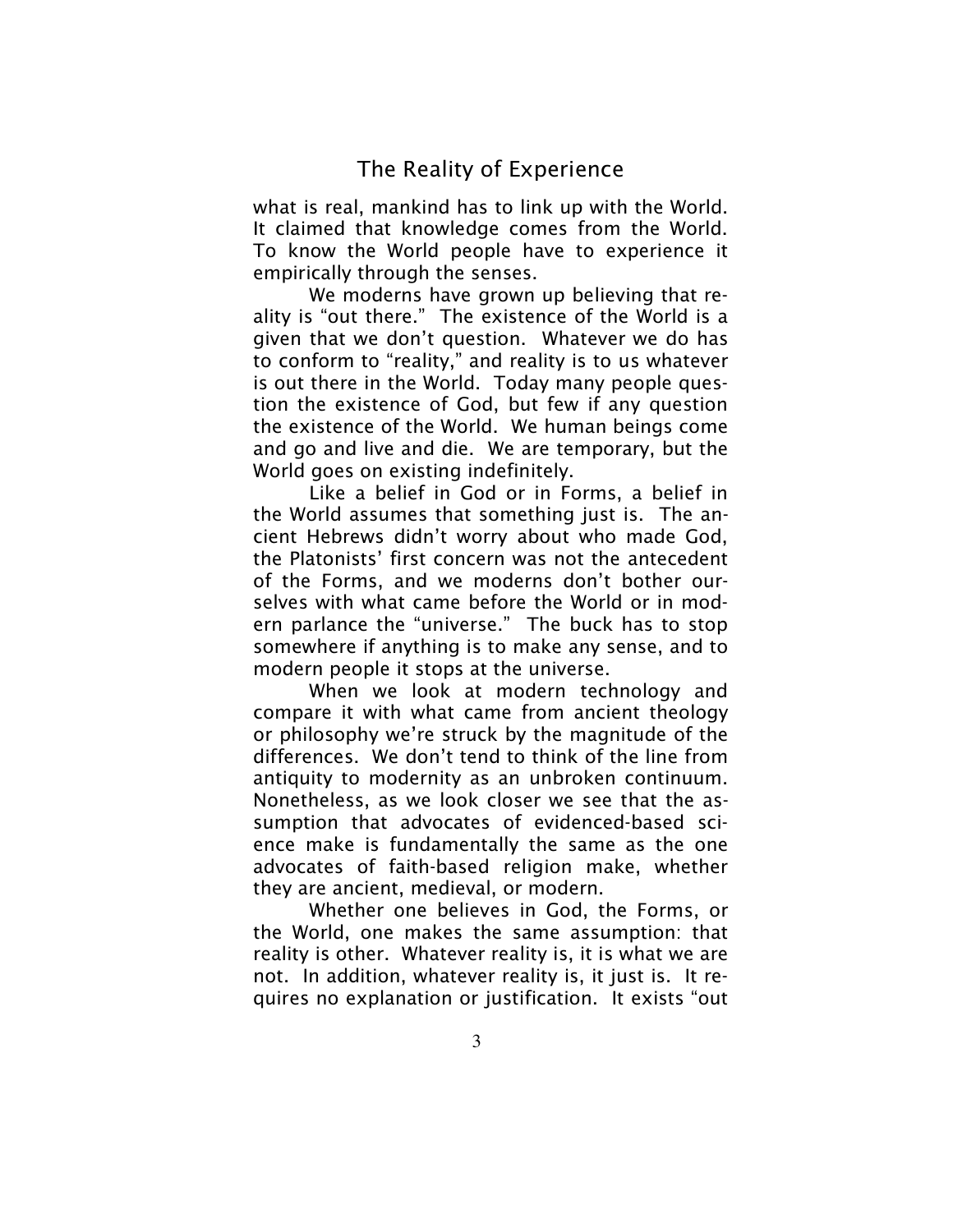what is real, mankind has to link up with the World. It claimed that knowledge comes from the World. To know the World people have to experience it empirically through the senses.

We moderns have grown up believing that reality is "out there." The existence of the World is a given that we don't question. Whatever we do has to conform to "reality," and reality is to us whatever is out there in the World. Today many people question the existence of God, but few if any question the existence of the World. We human beings come and go and live and die. We are temporary, but the World goes on existing indefinitely.

Like a belief in God or in Forms, a belief in the World assumes that something just is. The ancient Hebrews didn't worry about who made God, the Platonists' first concern was not the antecedent of the Forms, and we moderns don't bother ourselves with what came before the World or in modern parlance the "universe." The buck has to stop somewhere if anything is to make any sense, and to modern people it stops at the universe.

When we look at modern technology and compare it with what came from ancient theology or philosophy we're struck by the magnitude of the differences. We don't tend to think of the line from antiquity to modernity as an unbroken continuum. Nonetheless, as we look closer we see that the assumption that advocates of evidenced-based science make is fundamentally the same as the one advocates of faith-based religion make, whether they are ancient, medieval, or modern.

Whether one believes in God, the Forms, or the World, one makes the same assumption: that reality is other. Whatever reality is, it is what we are not. In addition, whatever reality is, it just is. It requires no explanation or justification. It exists "out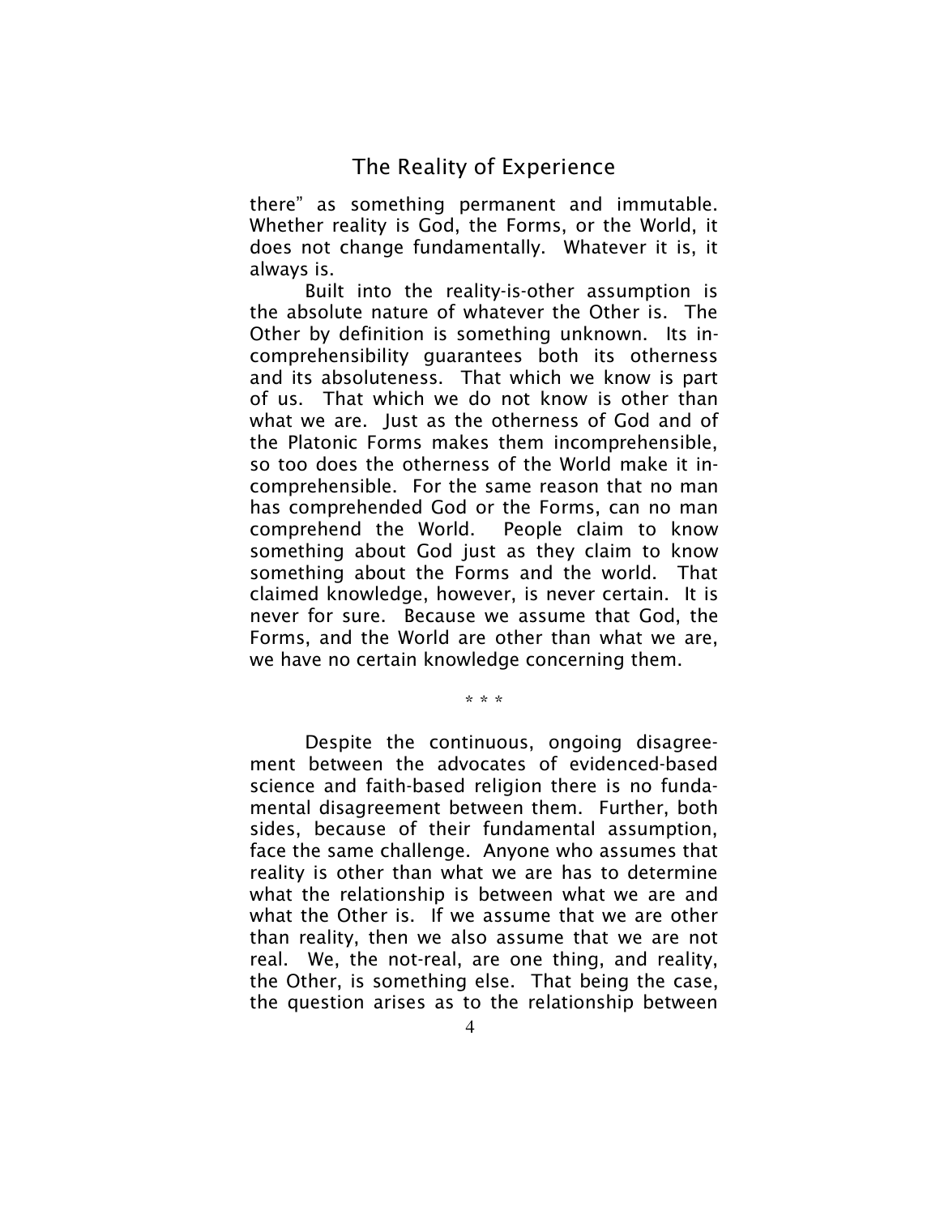there" as something permanent and immutable. Whether reality is God, the Forms, or the World, it does not change fundamentally. Whatever it is, it always is.

Built into the reality-is-other assumption is the absolute nature of whatever the Other is. The Other by definition is something unknown. Its incomprehensibility guarantees both its otherness and its absoluteness. That which we know is part of us. That which we do not know is other than what we are. Just as the otherness of God and of the Platonic Forms makes them incomprehensible, so too does the otherness of the World make it incomprehensible. For the same reason that no man has comprehended God or the Forms, can no man comprehend the World. People claim to know something about God just as they claim to know something about the Forms and the world. That claimed knowledge, however, is never certain. It is never for sure. Because we assume that God, the Forms, and the World are other than what we are, we have no certain knowledge concerning them.

\* \* \*

Despite the continuous, ongoing disagreement between the advocates of evidenced-based science and faith-based religion there is no fundamental disagreement between them. Further, both sides, because of their fundamental assumption, face the same challenge. Anyone who assumes that reality is other than what we are has to determine what the relationship is between what we are and what the Other is. If we assume that we are other than reality, then we also assume that we are not real. We, the not-real, are one thing, and reality, the Other, is something else. That being the case, the question arises as to the relationship between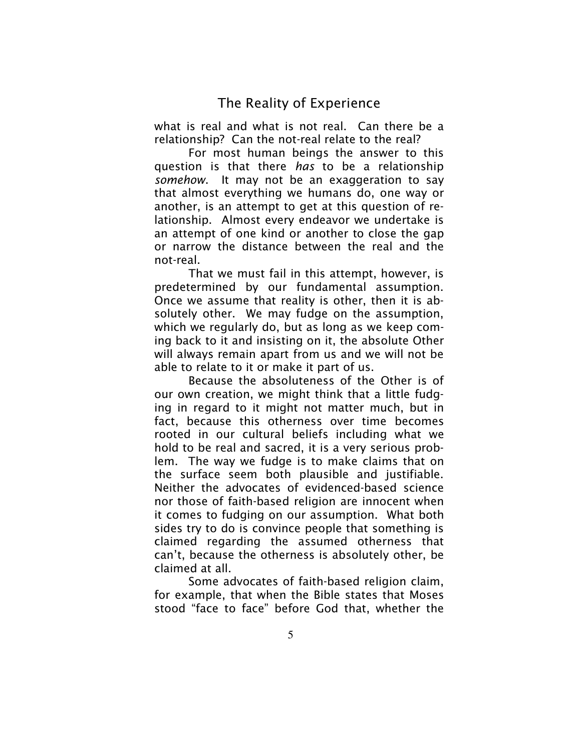what is real and what is not real. Can there be a relationship? Can the not-real relate to the real?

For most human beings the answer to this question is that there *has* to be a relationship *somehow*. It may not be an exaggeration to say that almost everything we humans do, one way or another, is an attempt to get at this question of relationship. Almost every endeavor we undertake is an attempt of one kind or another to close the gap or narrow the distance between the real and the not-real.

That we must fail in this attempt, however, is predetermined by our fundamental assumption. Once we assume that reality is other, then it is absolutely other. We may fudge on the assumption, which we regularly do, but as long as we keep coming back to it and insisting on it, the absolute Other will always remain apart from us and we will not be able to relate to it or make it part of us.

Because the absoluteness of the Other is of our own creation, we might think that a little fudging in regard to it might not matter much, but in fact, because this otherness over time becomes rooted in our cultural beliefs including what we hold to be real and sacred, it is a very serious problem. The way we fudge is to make claims that on the surface seem both plausible and justifiable. Neither the advocates of evidenced-based science nor those of faith-based religion are innocent when it comes to fudging on our assumption. What both sides try to do is convince people that something is claimed regarding the assumed otherness that can't, because the otherness is absolutely other, be claimed at all.

Some advocates of faith-based religion claim, for example, that when the Bible states that Moses stood "face to face" before God that, whether the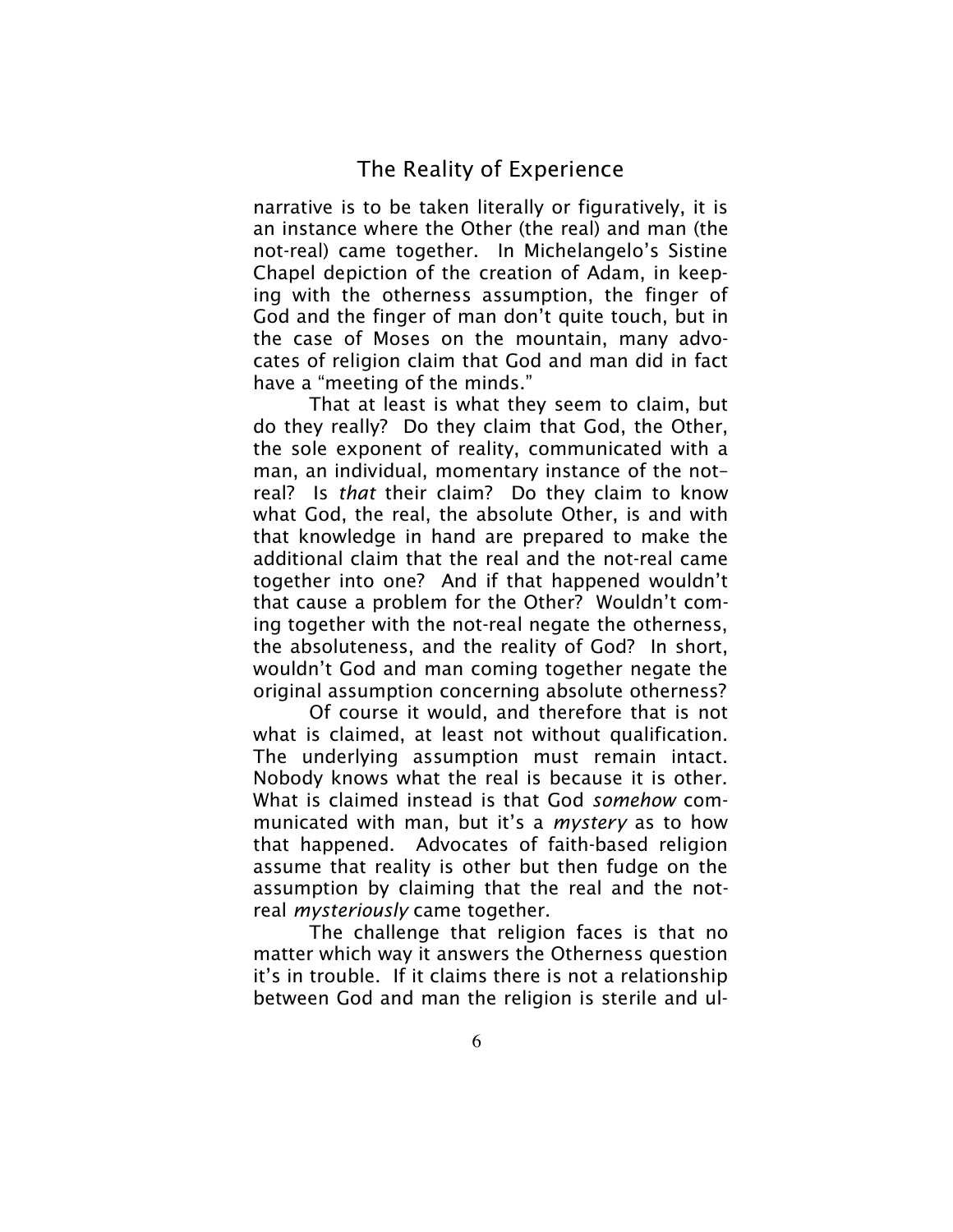narrative is to be taken literally or figuratively, it is an instance where the Other (the real) and man (the not-real) came together. In Michelangelo's Sistine Chapel depiction of the creation of Adam, in keeping with the otherness assumption, the finger of God and the finger of man don't quite touch, but in the case of Moses on the mountain, many advocates of religion claim that God and man did in fact have a "meeting of the minds."

That at least is what they seem to claim, but do they really? Do they claim that God, the Other, the sole exponent of reality, communicated with a man, an individual, momentary instance of the not–real? Is *that* their claim? Do they claim to know what God, the real, the absolute Other, is and with that knowledge in hand are prepared to make the additional claim that the real and the not-real came together into one? And if that happened wouldn't that cause a problem for the Other? Wouldn't coming together with the not-real negate the otherness, the absoluteness, and the reality of God? In short, wouldn't God and man coming together negate the original assumption concerning absolute otherness?

Of course it would, and therefore that is not what is claimed, at least not without qualification. The underlying assumption must remain intact. Nobody knows what the real is because it is other. What is claimed instead is that God *somehow* communicated with man, but it's a *mystery* as to how that happened. Advocates of faith-based religion assume that reality is other but then fudge on the assumption by claiming that the real and the not-real *mysteriously* came together.

The challenge that religion faces is that no matter which way it answers the Otherness question it's in trouble. If it claims there is not a relationship between God and man the religion is sterile and ul-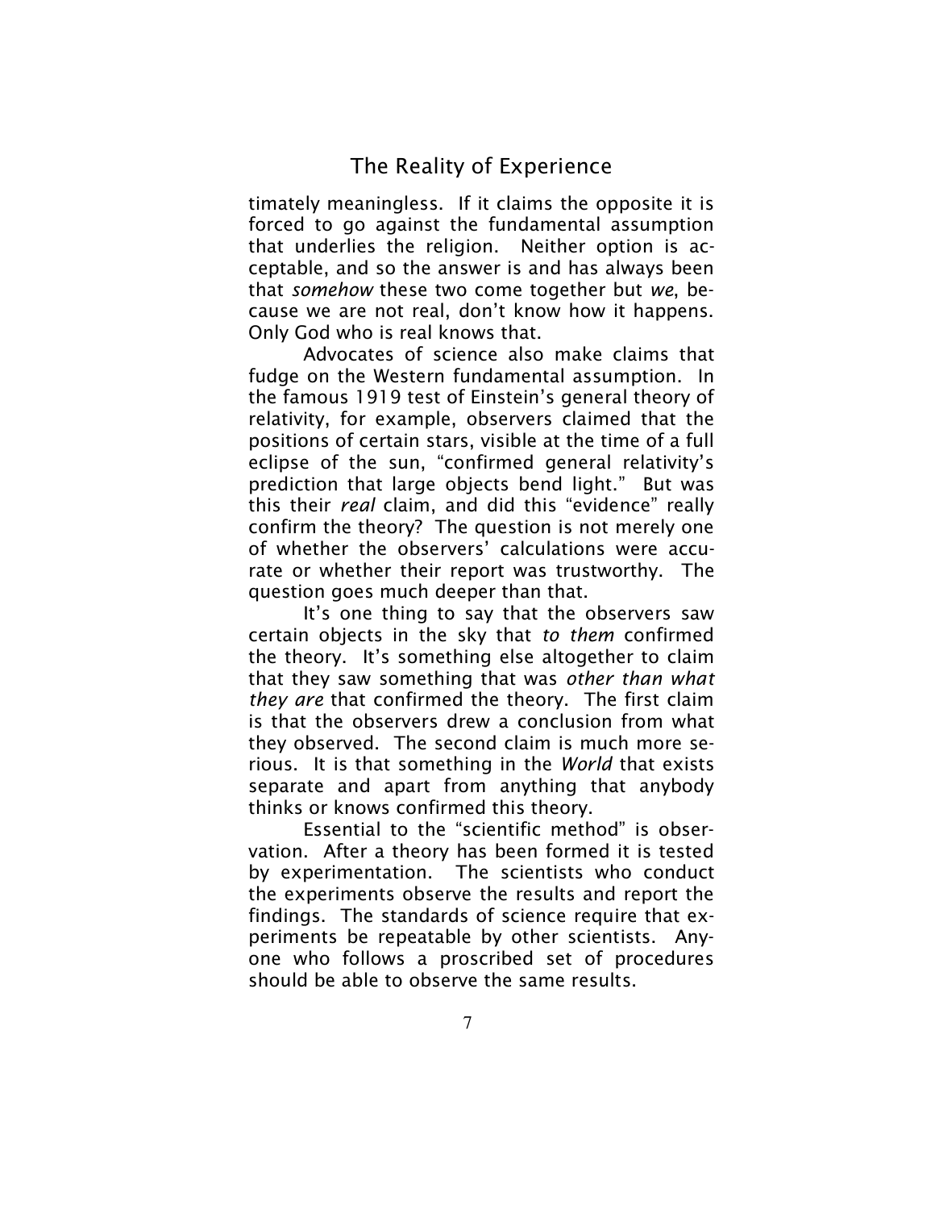timately meaningless. If it claims the opposite it is forced to go against the fundamental assumption that underlies the religion. Neither option is acceptable, and so the answer is and has always been that *somehow* these two come together but *we*, because we are not real, don't know how it happens. Only God who is real knows that.

Advocates of science also make claims that fudge on the Western fundamental assumption. In the famous 1919 test of Einstein's general theory of relativity, for example, observers claimed that the positions of certain stars, visible at the time of a full eclipse of the sun, "confirmed general relativity's prediction that large objects bend light." But was this their *real* claim, and did this "evidence" really confirm the theory? The question is not merely one of whether the observers' calculations were accurate or whether their report was trustworthy. The question goes much deeper than that.

It's one thing to say that the observers saw certain objects in the sky that *to them* confirmed the theory. It's something else altogether to claim that they saw something that was *other than what they are* that confirmed the theory. The first claim is that the observers drew a conclusion from what they observed. The second claim is much more serious. It is that something in the *World* that exists separate and apart from anything that anybody thinks or knows confirmed this theory.

Essential to the "scientific method" is observation. After a theory has been formed it is tested by experimentation. The scientists who conduct the experiments observe the results and report the findings. The standards of science require that experiments be repeatable by other scientists. Anyone who follows a proscribed set of procedures should be able to observe the same results.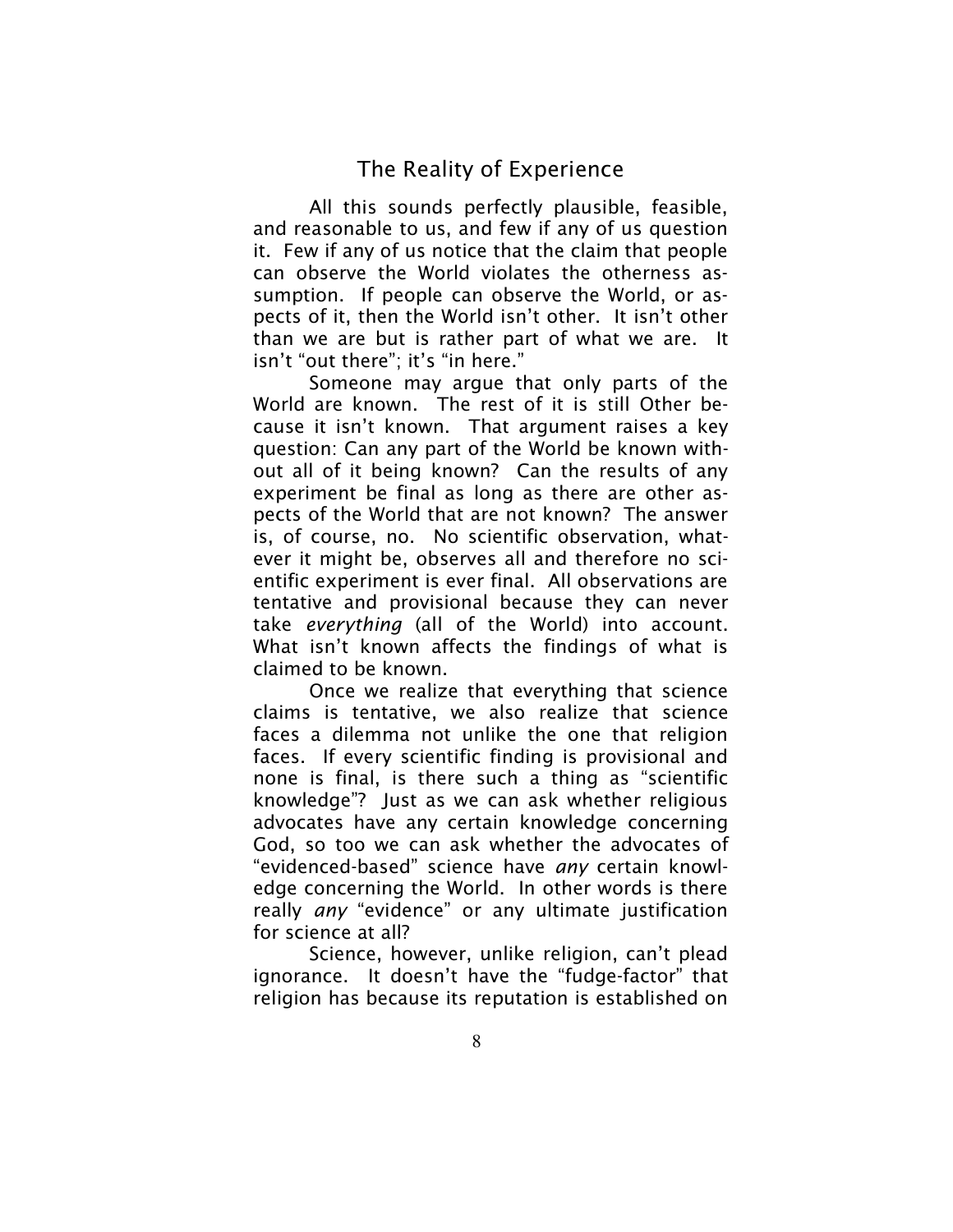## The Reality of Experience

All this sounds perfectly plausible, feasible, and reasonable to us, and few if any of us question it. Few if any of us notice that the claim that people can observe the World violates the otherness assumption. If people can observe the World, or aspects of it, then the World isn't other. It isn't other than we are but is rather part of what we are. It isn't "out there"; it's "in here."

Someone may argue that only parts of the World are known. The rest of it is still Other because it isn't known. That argument raises a key question: Can any part of the World be known without all of it being known? Can the results of any experiment be final as long as there are other aspects of the World that are not known? The answer is, of course, no. No scientific observation, whatever it might be, observes all and therefore no scientific experiment is ever final. All observations are tentative and provisional because they can never take *everything* (all of the World) into account. What isn't known affects the findings of what is claimed to be known.

Once we realize that everything that science claims is tentative, we also realize that science faces a dilemma not unlike the one that religion faces. If every scientific finding is provisional and none is final, is there such a thing as "scientific knowledge"? Just as we can ask whether religious advocates have any certain knowledge concerning God, so too we can ask whether the advocates of "evidenced-based" science have *any* certain knowledge concerning the World. In other words is there really *any* "evidence" or any ultimate justification for science at all?

Science, however, unlike religion, can't plead ignorance. It doesn't have the "fudge-factor" that religion has because its reputation is established on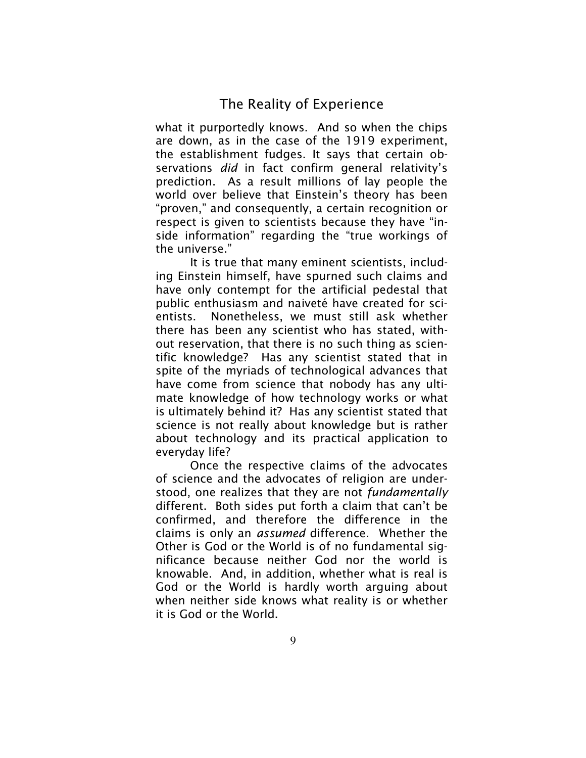what it purportedly knows. And so when the chips are down, as in the case of the 1919 experiment, the establishment fudges. It says that certain observations *did* in fact confirm general relativity's prediction. As a result millions of lay people the world over believe that Einstein's theory has been "proven," and consequently, a certain recognition or respect is given to scientists because they have "inside information" regarding the "true workings of the universe."

It is true that many eminent scientists, including Einstein himself, have spurned such claims and have only contempt for the artificial pedestal that public enthusiasm and naiveté have created for scientists. Nonetheless, we must still ask whether there has been any scientist who has stated, without reservation, that there is no such thing as scientific knowledge? Has any scientist stated that in spite of the myriads of technological advances that have come from science that nobody has any ultimate knowledge of how technology works or what is ultimately behind it? Has any scientist stated that science is not really about knowledge but is rather about technology and its practical application to everyday life?

Once the respective claims of the advocates of science and the advocates of religion are understood, one realizes that they are not *fundamentally* different. Both sides put forth a claim that can't be confirmed, and therefore the difference in the claims is only an *assumed* difference. Whether the Other is God or the World is of no fundamental significance because neither God nor the world is knowable. And, in addition, whether what is real is God or the World is hardly worth arguing about when neither side knows what reality is or whether it is God or the World.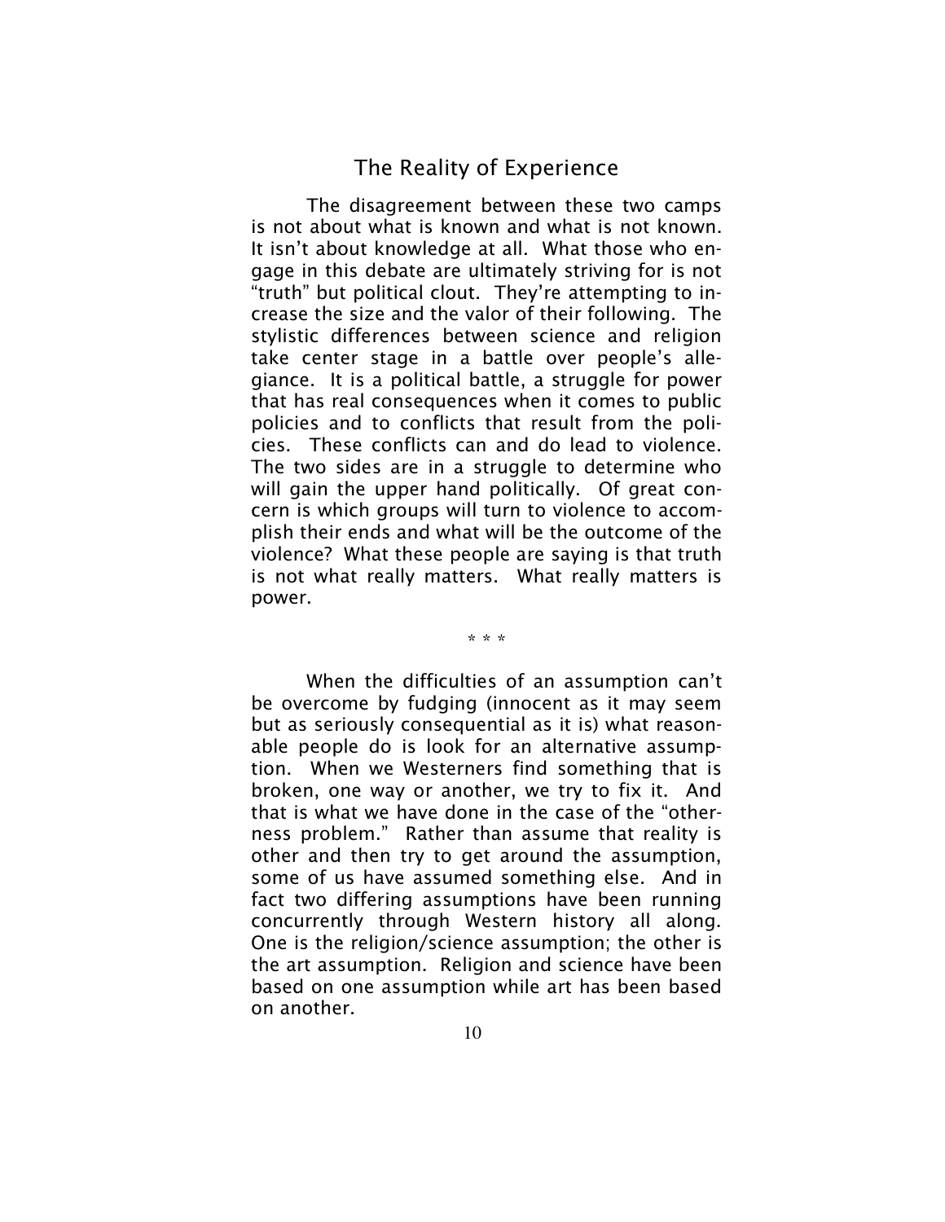## The Reality of Experience

The disagreement between these two camps is not about what is known and what is not known. It isn't about knowledge at all. What those who engage in this debate are ultimately striving for is not "truth" but political clout. They're attempting to increase the size and the valor of their following. The stylistic differences between science and religion take center stage in a battle over people's allegiance. It is a political battle, a struggle for power that has real consequences when it comes to public policies and to conflicts that result from the policies. These conflicts can and do lead to violence. The two sides are in a struggle to determine who will gain the upper hand politically. Of great concern is which groups will turn to violence to accomplish their ends and what will be the outcome of the violence? What these people are saying is that truth is not what really matters. What really matters is power.

\* \* \*

When the difficulties of an assumption can't be overcome by fudging (innocent as it may seem but as seriously consequential as it is) what reasonable people do is look for an alternative assumption. When we Westerners find something that is broken, one way or another, we try to fix it. And that is what we have done in the case of the "otherness problem." Rather than assume that reality is other and then try to get around the assumption, some of us have assumed something else. And in fact two differing assumptions have been running concurrently through Western history all along. One is the religion/science assumption; the other is the art assumption. Religion and science have been based on one assumption while art has been based on another.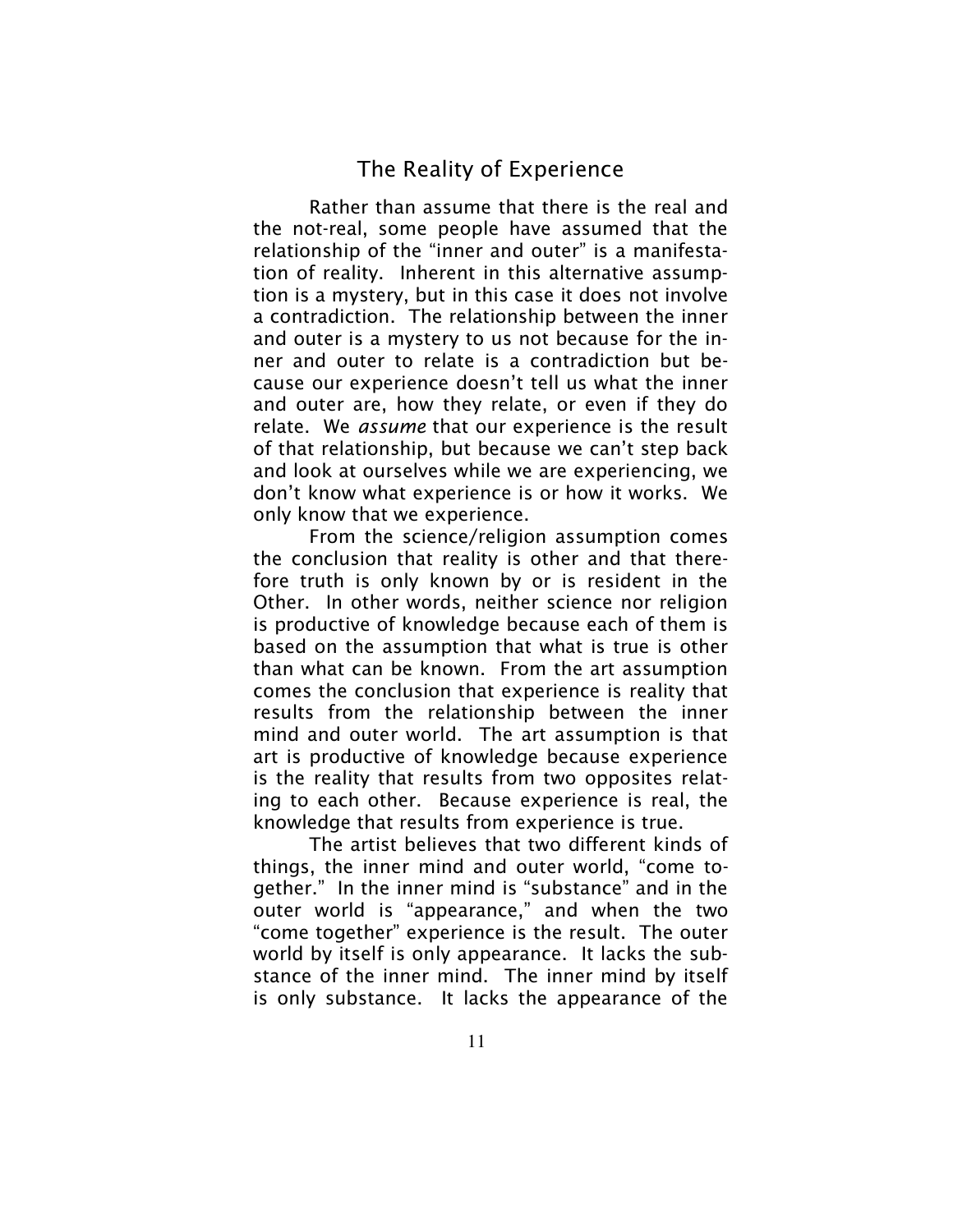## The Reality of Experience

Rather than assume that there is the real and the not-real, some people have assumed that the relationship of the "inner and outer" is a manifestation of reality. Inherent in this alternative assumption is a mystery, but in this case it does not involve a contradiction. The relationship between the inner and outer is a mystery to us not because for the inner and outer to relate is a contradiction but because our experience doesn't tell us what the inner and outer are, how they relate, or even if they do relate. We *assume* that our experience is the result of that relationship, but because we can't step back and look at ourselves while we are experiencing, we don't know what experience is or how it works. We only know that we experience.

From the science/religion assumption comes the conclusion that reality is other and that therefore truth is only known by or is resident in the Other. In other words, neither science nor religion is productive of knowledge because each of them is based on the assumption that what is true is other than what can be known. From the art assumption comes the conclusion that experience is reality that results from the relationship between the inner mind and outer world. The art assumption is that art is productive of knowledge because experience is the reality that results from two opposites relating to each other. Because experience is real, the knowledge that results from experience is true.

The artist believes that two different kinds of things, the inner mind and outer world, "come together." In the inner mind is "substance" and in the outer world is "appearance," and when the two "come together" experience is the result. The outer world by itself is only appearance. It lacks the substance of the inner mind. The inner mind by itself is only substance. It lacks the appearance of the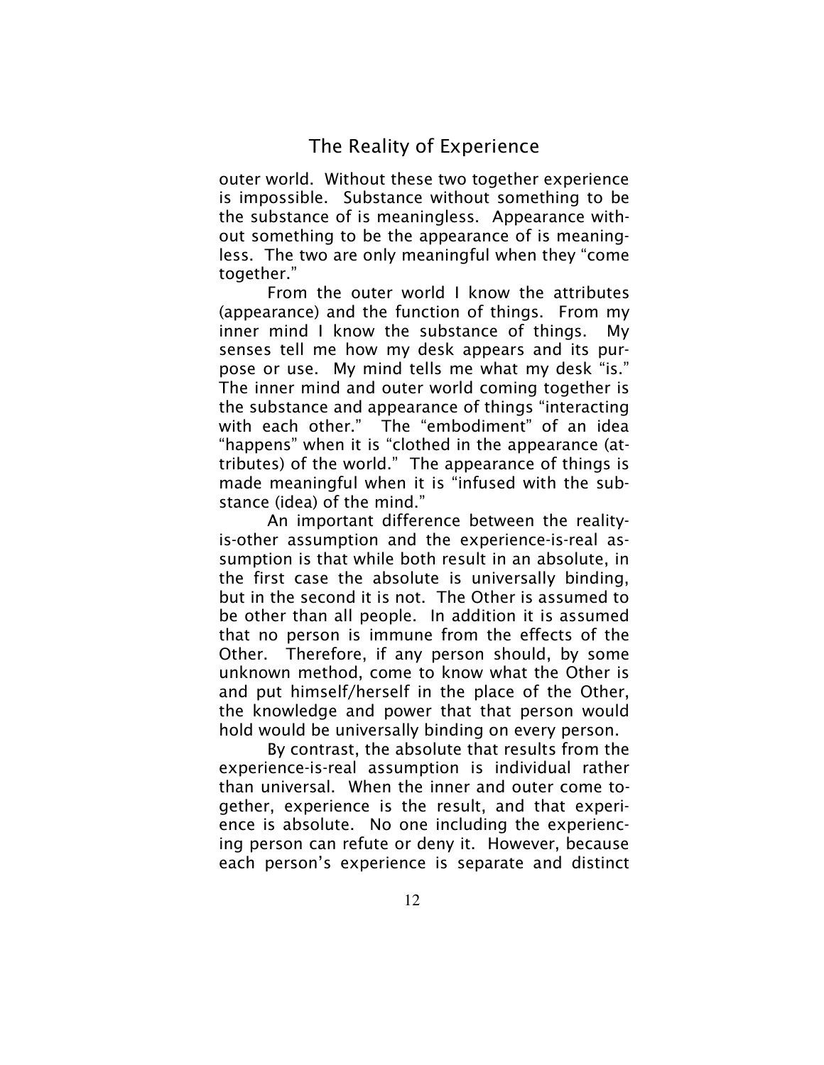outer world. Without these two together experience is impossible. Substance without something to be the substance of is meaningless. Appearance without something to be the appearance of is meaningless. The two are only meaningful when they "come together."

From the outer world I know the attributes (appearance) and the function of things. From my inner mind I know the substance of things. My senses tell me how my desk appears and its purpose or use. My mind tells me what my desk "is." The inner mind and outer world coming together is the substance and appearance of things "interacting with each other." The "embodiment" of an idea "happens" when it is "clothed in the appearance (attributes) of the world." The appearance of things is made meaningful when it is "infused with the substance (idea) of the mind."

An important difference between the reality-is-other assumption and the experience-is-real assumption is that while both result in an absolute, in the first case the absolute is universally binding, but in the second it is not. The Other is assumed to be other than all people. In addition it is assumed that no person is immune from the effects of the Other. Therefore, if any person should, by some unknown method, come to know what the Other is and put himself/herself in the place of the Other, the knowledge and power that that person would hold would be universally binding on every person.

By contrast, the absolute that results from the experience-is-real assumption is individual rather than universal. When the inner and outer come together, experience is the result, and that experience is absolute. No one including the experiencing person can refute or deny it. However, because each person's experience is separate and distinct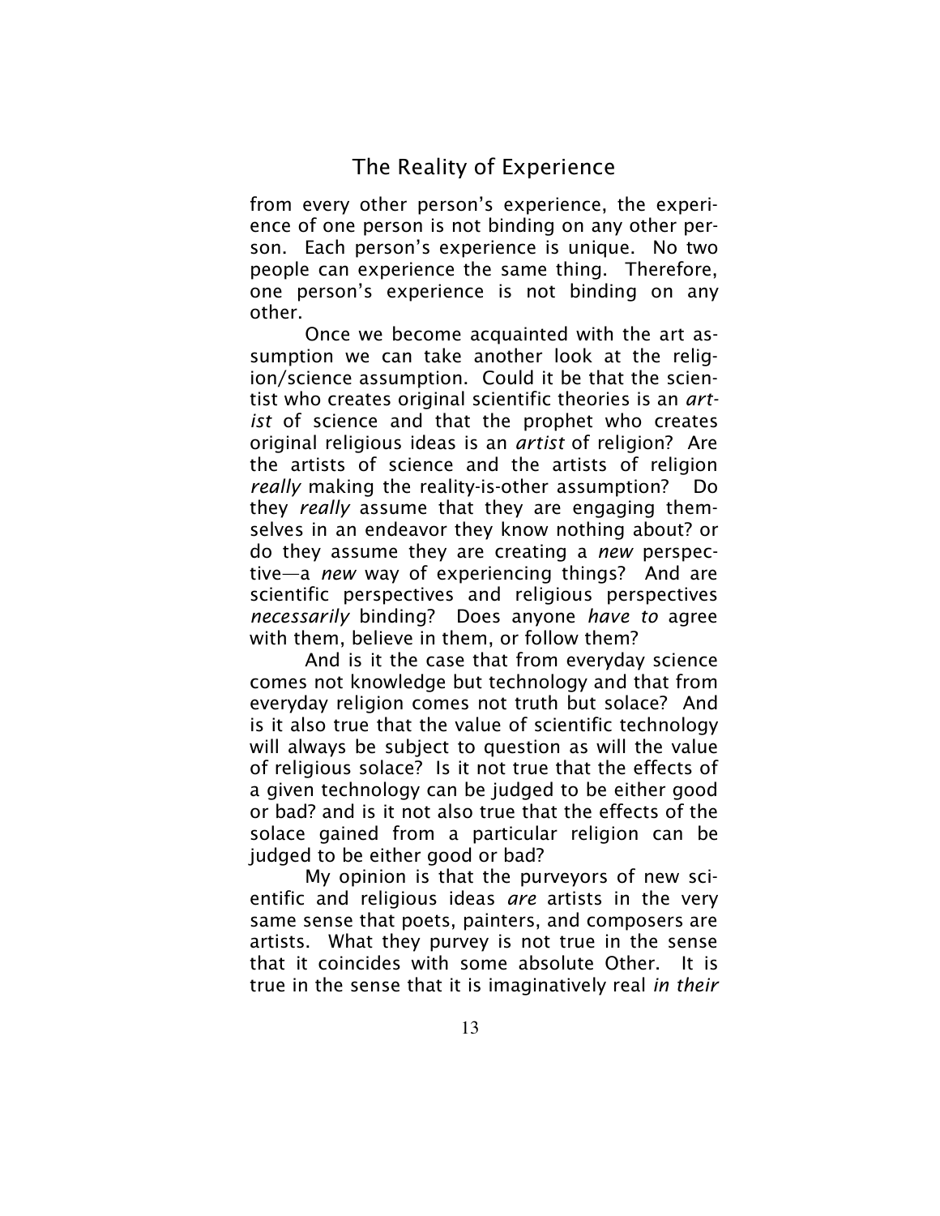from every other person's experience, the experience of one person is not binding on any other person. Each person's experience is unique. No two people can experience the same thing. Therefore, one person's experience is not binding on any other.

Once we become acquainted with the art assumption we can take another look at the religion/science assumption. Could it be that the scientist who creates original scientific theories is an *artist* of science and that the prophet who creates original religious ideas is an *artist* of religion? Are the artists of science and the artists of religion *really* making the reality-is-other assumption? Do they *really* assume that they are engaging themselves in an endeavor they know nothing about? or do they assume they are creating a *new* perspective—a *new* way of experiencing things? And are scientific perspectives and religious perspectives *necessarily* binding? Does anyone *have to* agree with them, believe in them, or follow them?

And is it the case that from everyday science comes not knowledge but technology and that from everyday religion comes not truth but solace? And is it also true that the value of scientific technology will always be subject to question as will the value of religious solace? Is it not true that the effects of a given technology can be judged to be either good or bad? and is it not also true that the effects of the solace gained from a particular religion can be judged to be either good or bad?

My opinion is that the purveyors of new scientific and religious ideas *are* artists in the very same sense that poets, painters, and composers are artists. What they purvey is not true in the sense that it coincides with some absolute Other. It is true in the sense that it is imaginatively real *in their*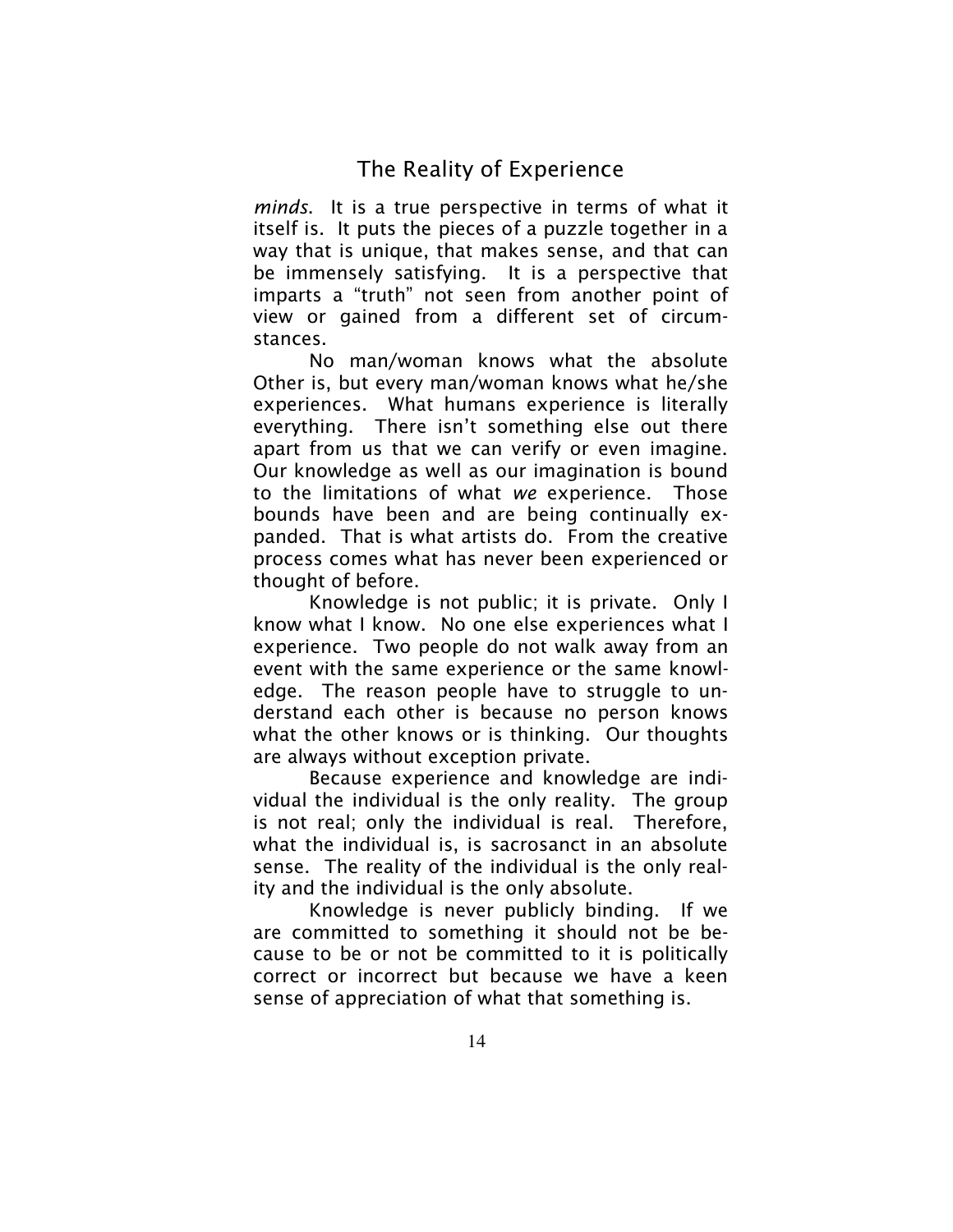*minds*. It is a true perspective in terms of what it itself is. It puts the pieces of a puzzle together in a way that is unique, that makes sense, and that can be immensely satisfying. It is a perspective that imparts a "truth" not seen from another point of view or gained from a different set of circumstances.

No man/woman knows what the absolute Other is, but every man/woman knows what he/she experiences. What humans experience is literally everything. There isn't something else out there apart from us that we can verify or even imagine. Our knowledge as well as our imagination is bound to the limitations of what *we* experience. Those bounds have been and are being continually expanded. That is what artists do. From the creative process comes what has never been experienced or thought of before.

Knowledge is not public; it is private. Only I know what I know. No one else experiences what I experience. Two people do not walk away from an event with the same experience or the same knowledge. The reason people have to struggle to understand each other is because no person knows what the other knows or is thinking. Our thoughts are always without exception private.

Because experience and knowledge are individual the individual is the only reality. The group is not real; only the individual is real. Therefore, what the individual is, is sacrosanct in an absolute sense. The reality of the individual is the only reality and the individual is the only absolute.

Knowledge is never publicly binding. If we are committed to something it should not be because to be or not be committed to it is politically correct or incorrect but because we have a keen sense of appreciation of what that something is.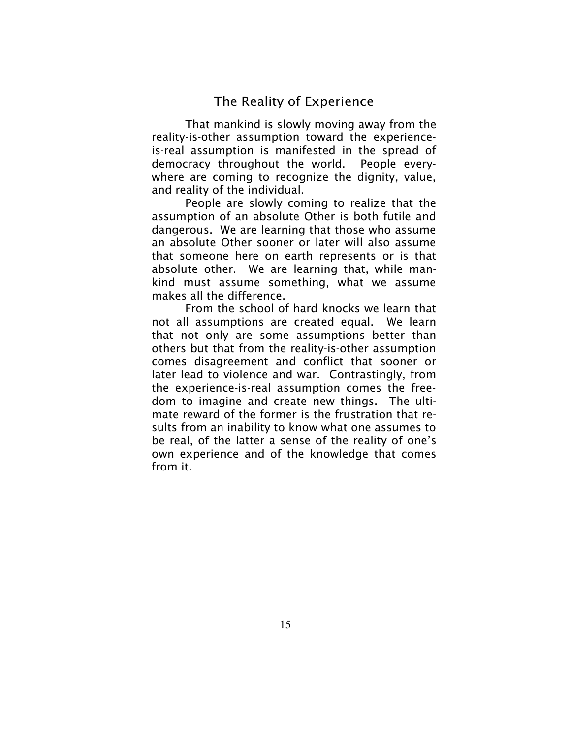## The Reality of Experience

That mankind is slowly moving away from the reality-is-other assumption toward the experience-is-real assumption is manifested in the spread of democracy throughout the world. People everywhere are coming to recognize the dignity, value, and reality of the individual.

People are slowly coming to realize that the assumption of an absolute Other is both futile and dangerous. We are learning that those who assume an absolute Other sooner or later will also assume that someone here on earth represents or is that absolute other. We are learning that, while mankind must assume something, what we assume makes all the difference.

From the school of hard knocks we learn that not all assumptions are created equal. We learn that not only are some assumptions better than others but that from the reality-is-other assumption comes disagreement and conflict that sooner or later lead to violence and war. Contrastingly, from the experience-is-real assumption comes the freedom to imagine and create new things. The ultimate reward of the former is the frustration that results from an inability to know what one assumes to be real, of the latter a sense of the reality of one's own experience and of the knowledge that comes from it.